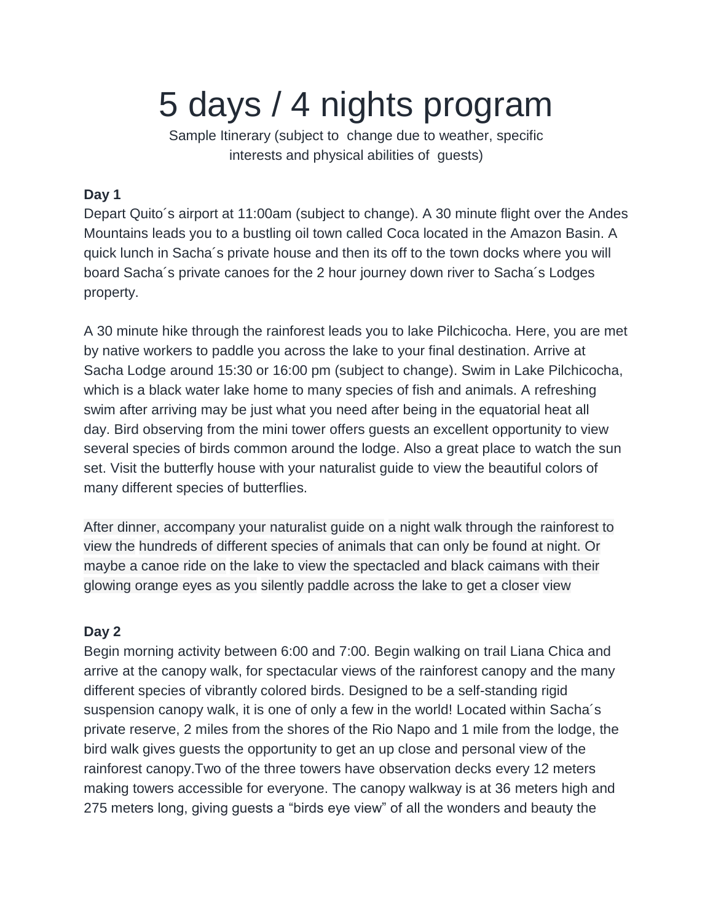# 5 days / 4 nights program

Sample Itinerary (subject to change due to weather, specific interests and physical abilities of guests)

**Day 1**

Depart Quito´s airport at 11:00am (subject to change). A 30 minute flight over the Andes Mountains leads you to a bustling oil town called Coca located in the Amazon Basin. A quick lunch in Sacha´s private house and then its off to the town docks where you will board Sacha´s private canoes for the 2 hour journey down river to Sacha´s Lodges property.

A 30 minute hike through the rainforest leads you to lake Pilchicocha. Here, you are met by native workers to paddle you across the lake to your final destination. Arrive at Sacha Lodge around 15:30 or 16:00 pm (subject to change). Swim in Lake Pilchicocha, which is a black water lake home to many species of fish and animals. A refreshing swim after arriving may be just what you need after being in the equatorial heat all day. Bird observing from the mini tower offers guests an excellent opportunity to view several species of birds common around the lodge. Also a great place to watch the sun set. Visit the butterfly house with your naturalist guide to view the beautiful colors of many different species of butterflies.

After dinner, accompany your naturalist guide on a night walk through the rainforest to view the hundreds of different species of animals that can only be found at night. Or maybe a canoe ride on the lake to view the spectacled and black caimans with their glowing orange eyes as you silently paddle across the lake to get a closer view

**Day 2**

Begin morning activity between 6:00 and 7:00. Begin walking on trail Liana Chica and arrive at the canopy walk, for spectacular views of the rainforest canopy and the many different species of vibrantly colored birds. Designed to be a self-standing rigid suspension canopy walk, it is one of only a few in the world! Located within Sacha´s private reserve, 2 miles from the shores of the Rio Napo and 1 mile from the lodge, the bird walk gives guests the opportunity to get an up close and personal view of the rainforest canopy.Two of the three towers have observation decks every 12 meters making towers accessible for everyone. The canopy walkway is at 36 meters high and 275 meters long, giving guests a “birds eye view” of all the wonders and beauty the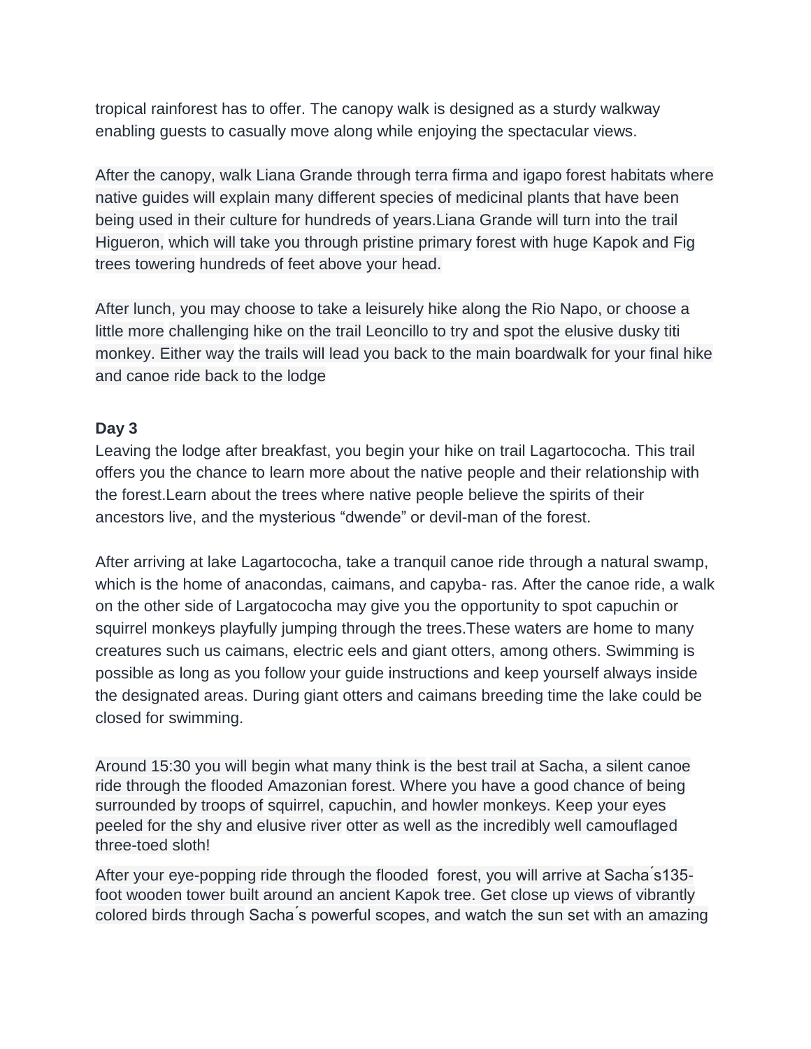tropical rainforest has to offer. The canopy walk is designed as a sturdy walkway enabling guests to casually move along while enjoying the spectacular views.

After the canopy, walk Liana Grande through terra firma and igapo forest habitats where native guides will explain many different species of medicinal plants that have been being used in their culture for hundreds of years.Liana Grande will turn into the trail Higueron, which will take you through pristine primary forest with huge Kapok and Fig trees towering hundreds of feet above your head.

After lunch, you may choose to take a leisurely hike along the Rio Napo, or choose a little more challenging hike on the trail Leoncillo to try and spot the elusive dusky titi monkey. Either way the trails will lead you back to the main boardwalk for your final hike and canoe ride back to the lodge

**Day 3**

Leaving the lodge after breakfast, you begin your hike on trail Lagartococha. This trail offers you the chance to learn more about the native people and their relationship with the forest.Learn about the trees where native people believe the spirits of their ancestors live, and the mysterious “dwende” or devil-man of the forest.

After arriving at lake Lagartococha, take a tranquil canoe ride through a natural swamp, which is the home of anacondas, caimans, and capyba- ras. After the canoe ride, a walk on the other side of Largatococha may give you the opportunity to spot capuchin or squirrel monkeys playfully jumping through the trees.These waters are home to many creatures such us caimans, electric eels and giant otters, among others. Swimming is possible as long as you follow your guide instructions and keep yourself always inside the designated areas. During giant otters and caimans breeding time the lake could be closed for swimming.

Around 15:30 you will begin what many think is the best trail at Sacha, a silent canoe ride through the flooded Amazonian forest. Where you have a good chance of being surrounded by troops of squirrel, capuchin, and howler monkeys. Keep your eyes peeled for the shy and elusive river otter as well as the incredibly well camouflaged three-toed sloth!

After your eye-popping ride through the flooded forest, you will arrive at Sacha´s135-foot wooden tower built around an ancient Kapok tree. Get close up views of vibrantly colored birds through Sacha´s powerful scopes, and watch the sun set with an amazing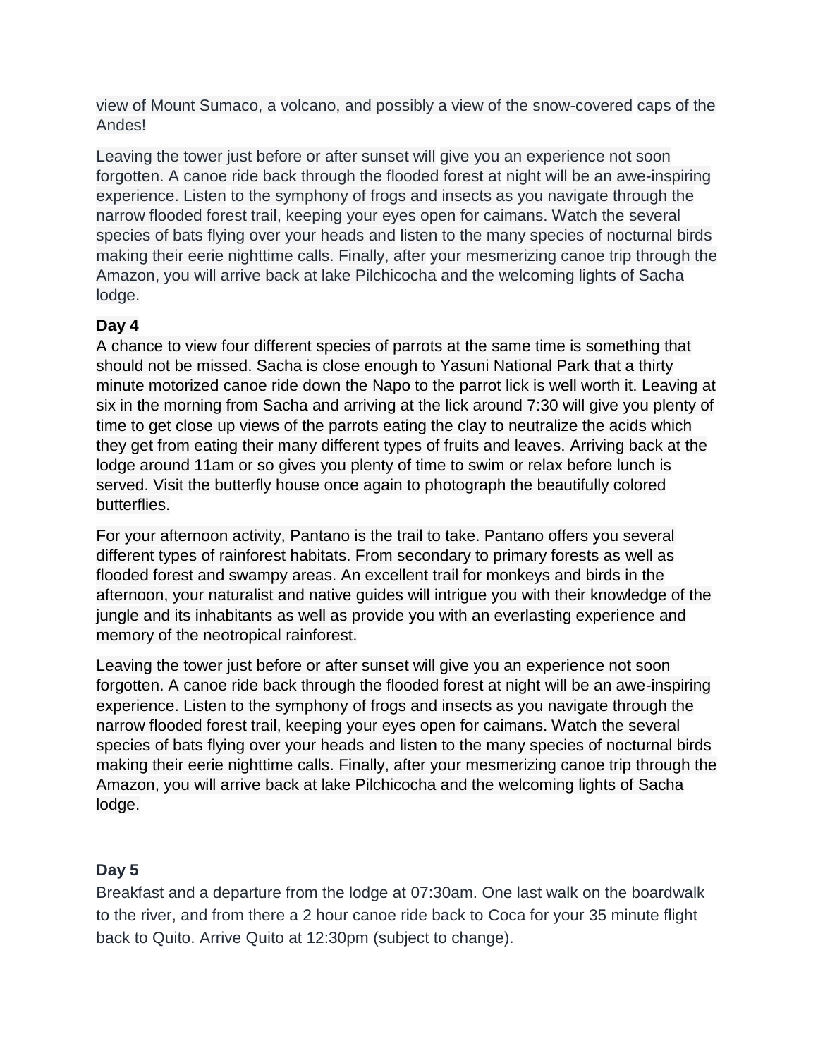view of Mount Sumaco, a volcano, and possibly a view of the snow-covered caps of the Andes!

Leaving the tower just before or after sunset will give you an experience not soon forgotten. A canoe ride back through the flooded forest at night will be an awe-inspiring experience. Listen to the symphony of frogs and insects as you navigate through the narrow flooded forest trail, keeping your eyes open for caimans. Watch the several species of bats flying over your heads and listen to the many species of nocturnal birds making their eerie nighttime calls. Finally, after your mesmerizing canoe trip through the Amazon, you will arrive back at lake Pilchicocha and the welcoming lights of Sacha lodge.

**Day 4**

A chance to view four different species of parrots at the same time is something that should not be missed. Sacha is close enough to Yasuni National Park that a thirty minute motorized canoe ride down the Napo to the parrot lick is well worth it. Leaving at six in the morning from Sacha and arriving at the lick around 7:30 will give you plenty of time to get close up views of the parrots eating the clay to neutralize the acids which they get from eating their many different types of fruits and leaves. Arriving back at the lodge around 11am or so gives you plenty of time to swim or relax before lunch is served. Visit the butterfly house once again to photograph the beautifully colored butterflies.

For your afternoon activity, Pantano is the trail to take. Pantano offers you several different types of rainforest habitats. From secondary to primary forests as well as flooded forest and swampy areas. An excellent trail for monkeys and birds in the afternoon, your naturalist and native guides will intrigue you with their knowledge of the jungle and its inhabitants as well as provide you with an everlasting experience and memory of the neotropical rainforest.

Leaving the tower just before or after sunset will give you an experience not soon forgotten. A canoe ride back through the flooded forest at night will be an awe-inspiring experience. Listen to the symphony of frogs and insects as you navigate through the narrow flooded forest trail, keeping your eyes open for caimans. Watch the several species of bats flying over your heads and listen to the many species of nocturnal birds making their eerie nighttime calls. Finally, after your mesmerizing canoe trip through the Amazon, you will arrive back at lake Pilchicocha and the welcoming lights of Sacha lodge.

**Day 5**

Breakfast and a departure from the lodge at 07:30am. One last walk on the boardwalk to the river, and from there a 2 hour canoe ride back to Coca for your 35 minute flight back to Quito. Arrive Quito at 12:30pm (subject to change).